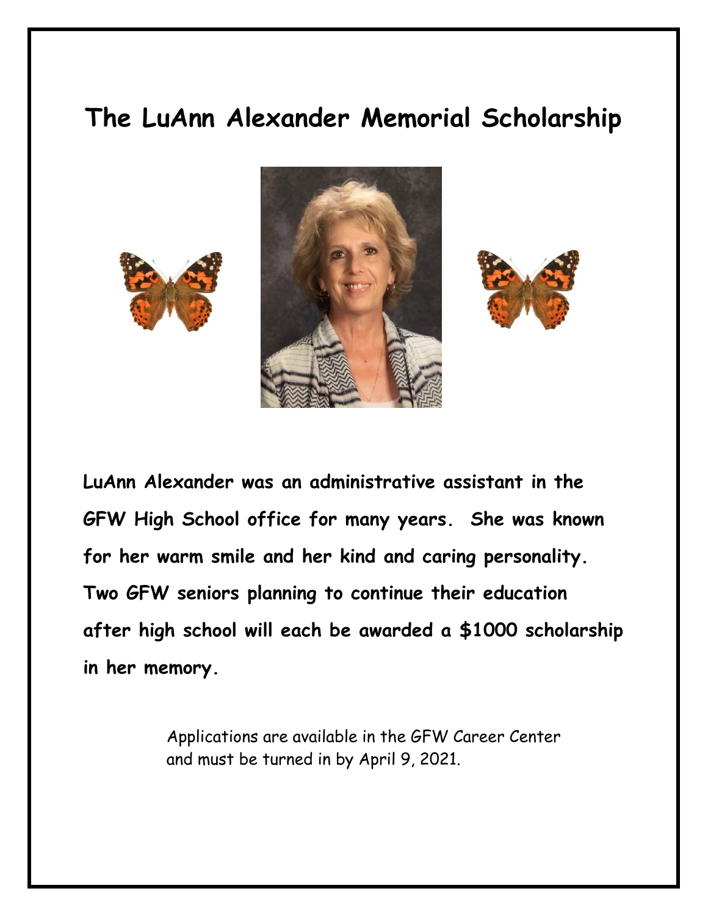# The LuAnn Alexander Memorial Scholarship

**LuAnn Alexander was an administrative assistant in the GFW High School office for many years. She was known for her warm smile and her kind and caring personality. Two GFW seniors planning to continue their education after high school will each be awarded a $1000 scholarship in her memory.**

Applications are available in the GFW Career Center and must be turned in by April 9, 2021.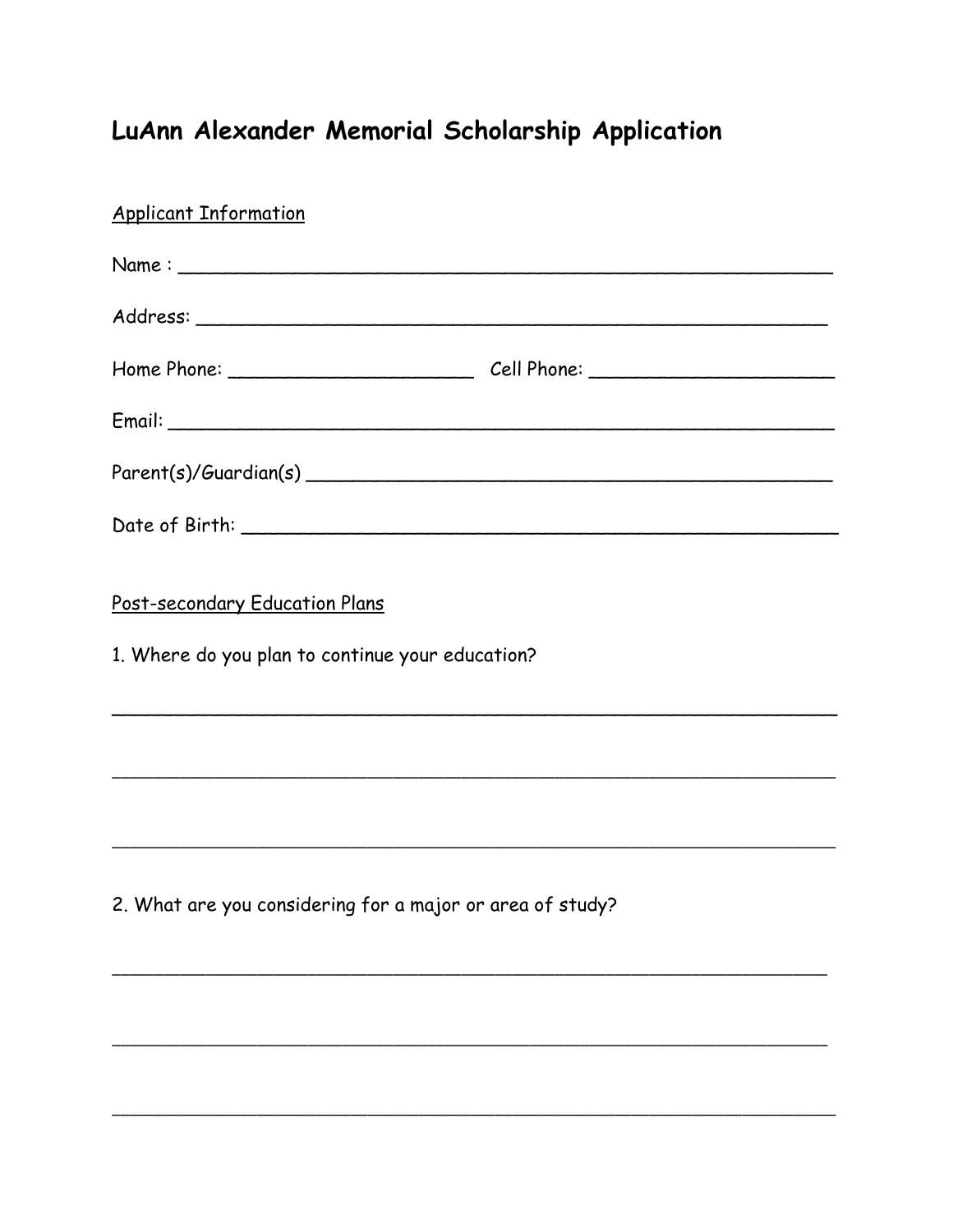# LuAnn Alexander Memorial Scholarship Application

Applicant Information

Name : ____________________________________________________________

Address: ___________________________________________________________

Home Phone: ______________________ Cell Phone: ______________________

Email: _____________________________________________________________

Parent(s)/Guardian(s) ________________________________________________

Date of Birth: _______________________________________________________

Post-secondary Education Plans

1. Where do you plan to continue your education?

_____________________________________________________________________

_____________________________________________________________________

_____________________________________________________________________

2. What are you considering for a major or area of study?

_____________________________________________________________________

_____________________________________________________________________

_____________________________________________________________________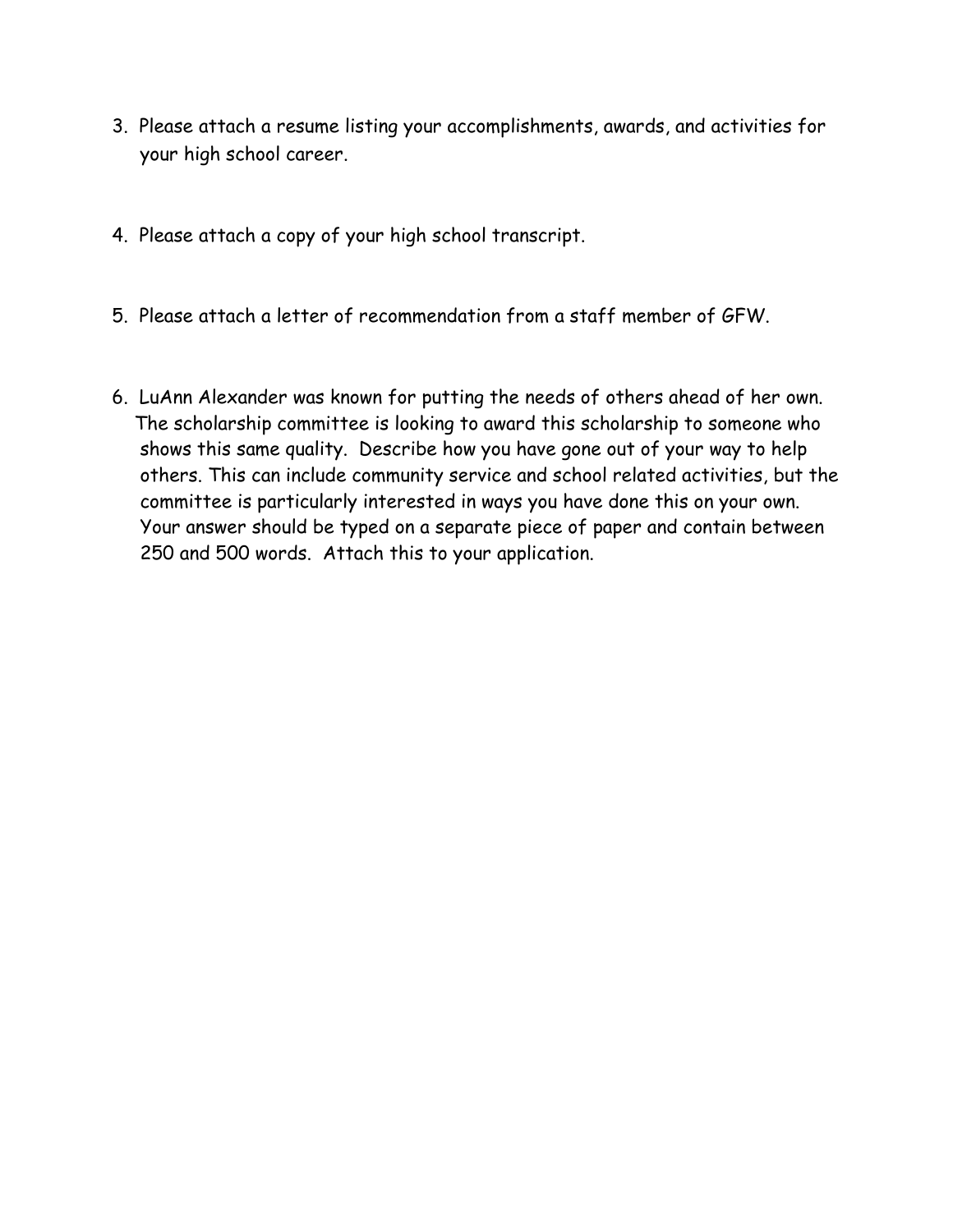3. Please attach a resume listing your accomplishments, awards, and activities for your high school career.

4. Please attach a copy of your high school transcript.

5. Please attach a letter of recommendation from a staff member of GFW.

6. LuAnn Alexander was known for putting the needs of others ahead of her own. The scholarship committee is looking to award this scholarship to someone who shows this same quality. Describe how you have gone out of your way to help others. This can include community service and school related activities, but the committee is particularly interested in ways you have done this on your own. Your answer should be typed on a separate piece of paper and contain between 250 and 500 words. Attach this to your application.